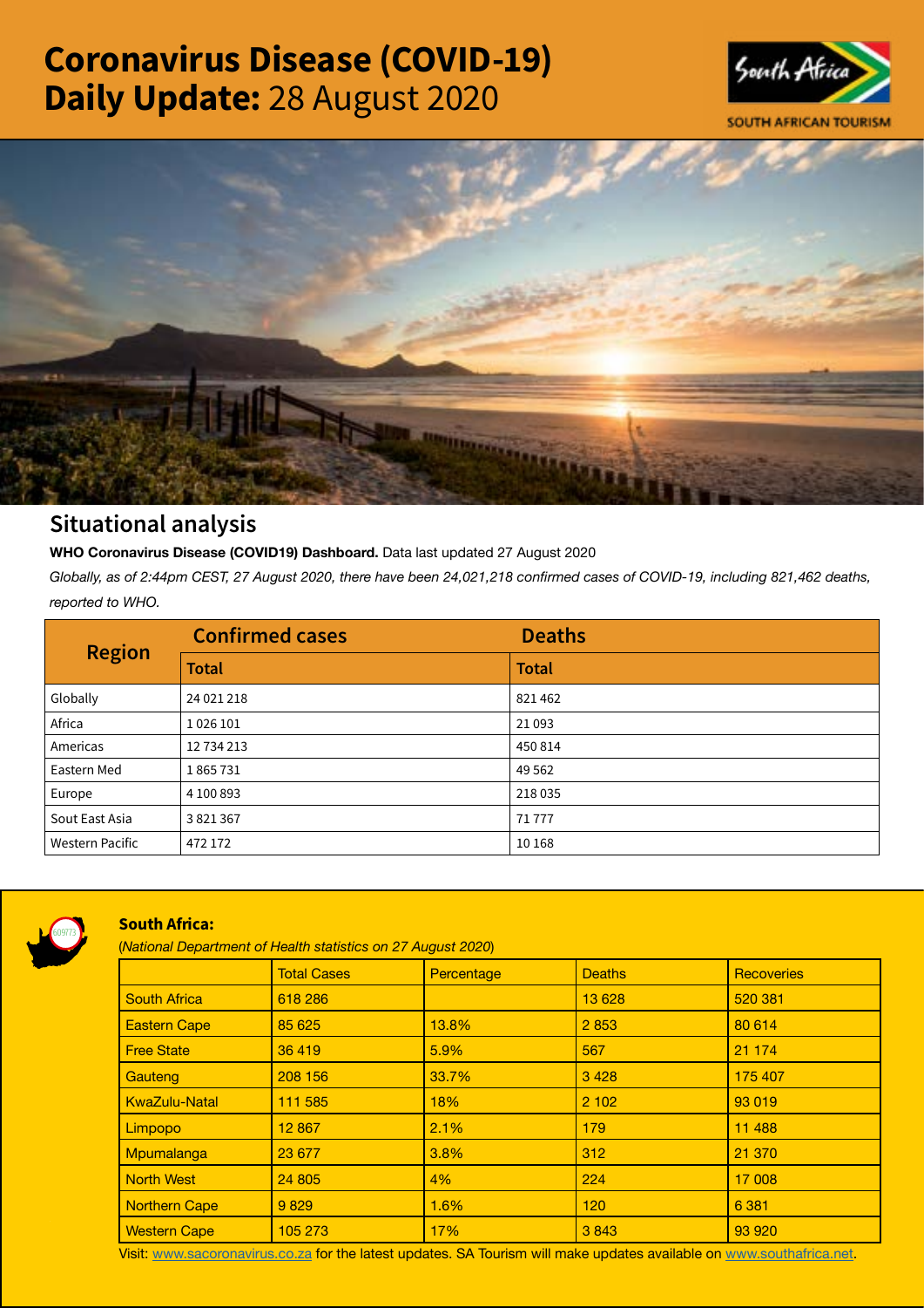# Coronavirus Disease (COVID-19) Daily Update: 28 August 2020

SOUTH AFRICAN TOURISM

## Situational analysis

**WHO Coronavirus Disease (COVID19) Dashboard.** Data last updated 27 August 2020

*Globally, as of 2:44pm CEST, 27 August 2020, there have been 24,021,218 confirmed cases of COVID-19, including 821,462 deaths, reported to WHO.*

| Region | Confirmed cases | Deaths |
|---|---|---|
| | Total | Total |
| Globally | 24 021 218 | 821 462 |
| Africa | 1 026 101 | 21 093 |
| Americas | 12 734 213 | 450 814 |
| Eastern Med | 1 865 731 | 49 562 |
| Europe | 4 100 893 | 218 035 |
| Sout East Asia | 3 821 367 | 71 777 |
| Western Pacific | 472 172 | 10 168 |

**South Africa:**

(*National Department of Health statistics on 27 August 2020*)

| | Total Cases | Percentage | Deaths | Recoveries |
|---|---|---|---|---|
| South Africa | 618 286 | | 13 628 | 520 381 |
| Eastern Cape | 85 625 | 13.8% | 2 853 | 80 614 |
| Free State | 36 419 | 5.9% | 567 | 21 174 |
| Gauteng | 208 156 | 33.7% | 3 428 | 175 407 |
| KwaZulu-Natal | 111 585 | 18% | 2 102 | 93 019 |
| Limpopo | 12 867 | 2.1% | 179 | 11 488 |
| Mpumalanga | 23 677 | 3.8% | 312 | 21 370 |
| North West | 24 805 | 4% | 224 | 17 008 |
| Northern Cape | 9 829 | 1.6% | 120 | 6 381 |
| Western Cape | 105 273 | 17% | 3 843 | 93 920 |

Visit: www.sacoronavirus.co.za for the latest updates. SA Tourism will make updates available on www.southafrica.net.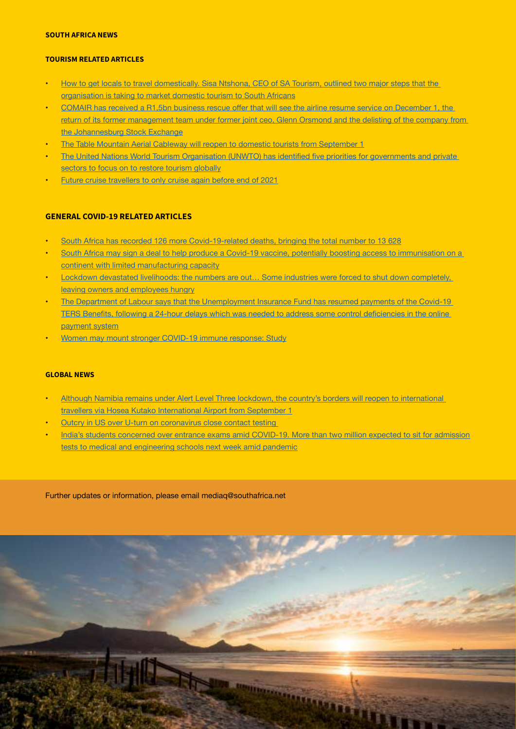**SOUTH AFRICA NEWS**

**TOURISM RELATED ARTICLES**

- How to get locals to travel domestically. Sisa Ntshona, CEO of SA Tourism, outlined two major steps that the organisation is taking to market domestic tourism to South Africans
- COMAIR has received a R1,5bn business rescue offer that will see the airline resume service on December 1, the return of its former management team under former joint ceo, Glenn Orsmond and the delisting of the company from the Johannesburg Stock Exchange
- The Table Mountain Aerial Cableway will reopen to domestic tourists from September 1
- The United Nations World Tourism Organisation (UNWTO) has identified five priorities for governments and private sectors to focus on to restore tourism globally
- Future cruise travellers to only cruise again before end of 2021

**GENERAL COVID-19 RELATED ARTICLES**

- South Africa has recorded 126 more Covid-19-related deaths, bringing the total number to 13 628
- South Africa may sign a deal to help produce a Covid-19 vaccine, potentially boosting access to immunisation on a continent with limited manufacturing capacity
- Lockdown devastated livelihoods: the numbers are out… Some industries were forced to shut down completely, leaving owners and employees hungry
- The Department of Labour says that the Unemployment Insurance Fund has resumed payments of the Covid-19 TERS Benefits, following a 24-hour delays which was needed to address some control deficiencies in the online payment system
- Women may mount stronger COVID-19 immune response: Study

**GLOBAL NEWS**

- Although Namibia remains under Alert Level Three lockdown, the country's borders will reopen to international travellers via Hosea Kutako International Airport from September 1
- Outcry in US over U-turn on coronavirus close contact testing
- India's students concerned over entrance exams amid COVID-19. More than two million expected to sit for admission tests to medical and engineering schools next week amid pandemic

Further updates or information, please email mediaq@southafrica.net